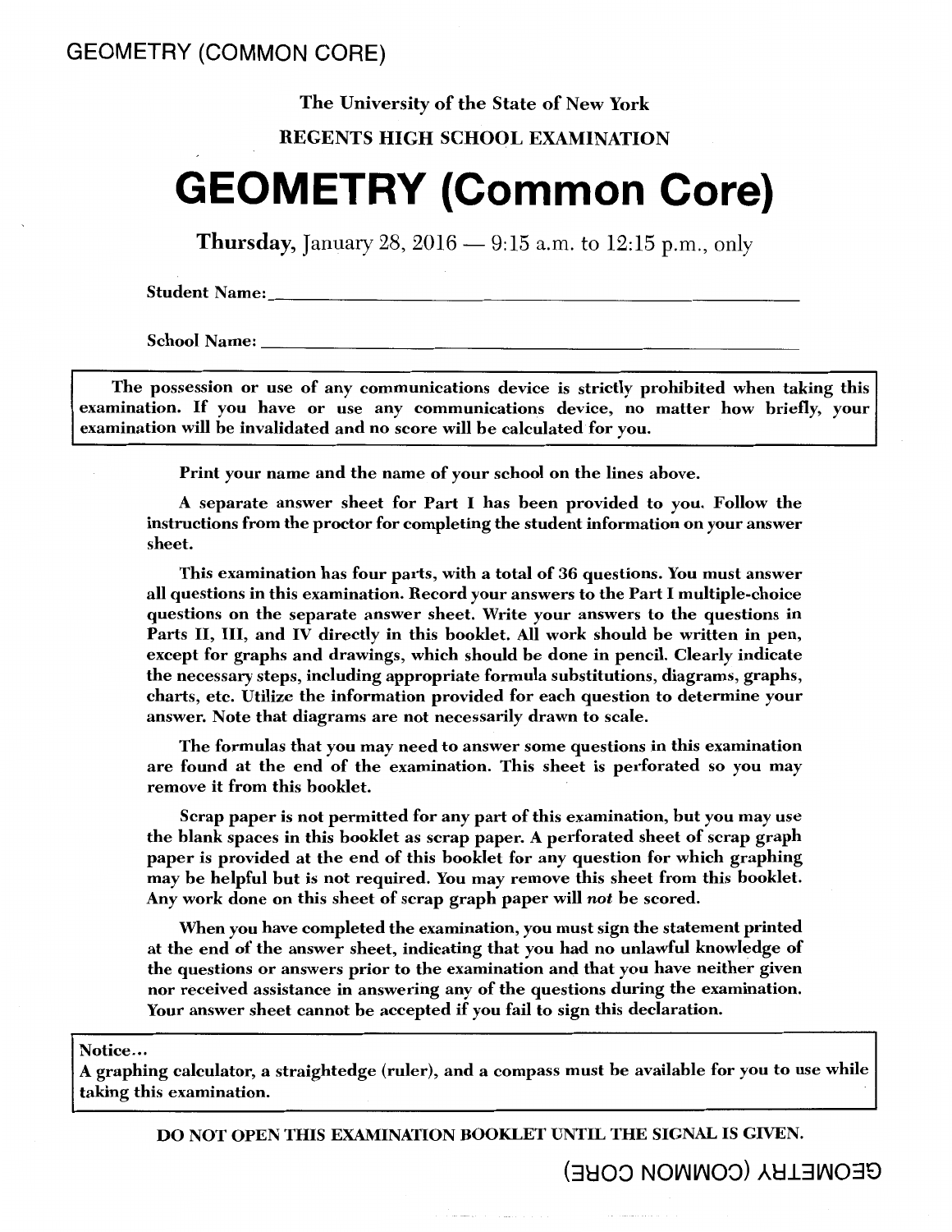GEOMETRY (COMMON CORE)

The University of the State of New York

REGENTS HIGH SCHOOL EXAMINATION

# GEOMETRY (Common Core)

**Thursday,** January 28, 2016 — 9:15 a.m. to 12:15 p.m., only

**Student Name:** ____________________________________________

**School Name:** ____________________________________________

**The possession or use of any communications device is strictly prohibited when taking this examination. If you have or use any communications device, no matter how briefly, your examination will be invalidated and no score will be calculated for you.**

**Print your name and the name of your school on the lines above.**

**A separate answer sheet for Part I has been provided to you. Follow the instructions from the proctor for completing the student information on your answer sheet.**

**This examination has four parts, with a total of 36 questions. You must answer all questions in this examination. Record your answers to the Part I multiple-choice questions on the separate answer sheet. Write your answers to the questions in Parts II, III, and IV directly in this booklet. All work should be written in pen, except for graphs and drawings, which should be done in pencil. Clearly indicate the necessary steps, including appropriate formula substitutions, diagrams, graphs, charts, etc. Utilize the information provided for each question to determine your answer. Note that diagrams are not necessarily drawn to scale.**

**The formulas that you may need to answer some questions in this examination are found at the end of the examination. This sheet is perforated so you may remove it from this booklet.**

**Scrap paper is not permitted for any part of this examination, but you may use the blank spaces in this booklet as scrap paper. A perforated sheet of scrap graph paper is provided at the end of this booklet for any question for which graphing may be helpful but is not required. You may remove this sheet from this booklet. Any work done on this sheet of scrap graph paper will *not* be scored.**

**When you have completed the examination, you must sign the statement printed at the end of the answer sheet, indicating that you had no unlawful knowledge of the questions or answers prior to the examination and that you have neither given nor received assistance in answering any of the questions during the examination. Your answer sheet cannot be accepted if you fail to sign this declaration.**

**Notice…**
**A graphing calculator, a straightedge (ruler), and a compass must be available for you to use while taking this examination.**

**DO NOT OPEN THIS EXAMINATION BOOKLET UNTIL THE SIGNAL IS GIVEN.**

GEOMETRY (COMMON CORE)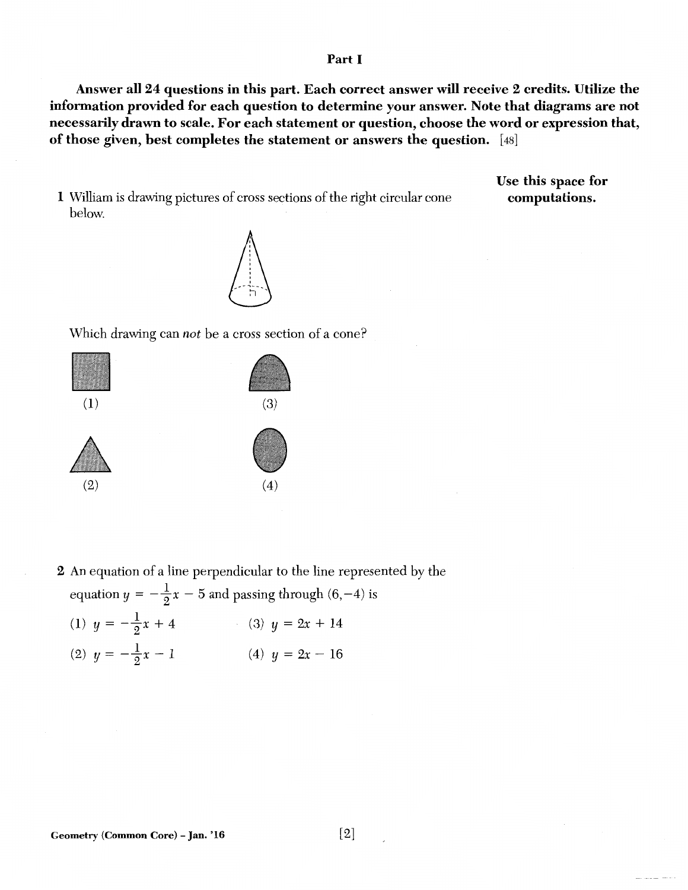## Part I

**Answer all 24 questions in this part. Each correct answer will receive 2 credits. Utilize the information provided for each question to determine your answer. Note that diagrams are not necessarily drawn to scale. For each statement or question, choose the word or expression that, of those given, best completes the statement or answers the question.** [48]

**Use this space for computations.**

1 William is drawing pictures of cross sections of the right circular cone below.

Which drawing can *not* be a cross section of a cone?

(1) (2) (3) (4)

2 An equation of a line perpendicular to the line represented by the equation $y = -\frac{1}{2}x - 5$ and passing through $(6,-4)$ is

(1) $y = -\frac{1}{2}x + 4$

(2) $y = -\frac{1}{2}x - 1$

(3) $y = 2x + 14$

(4) $y = 2x - 16$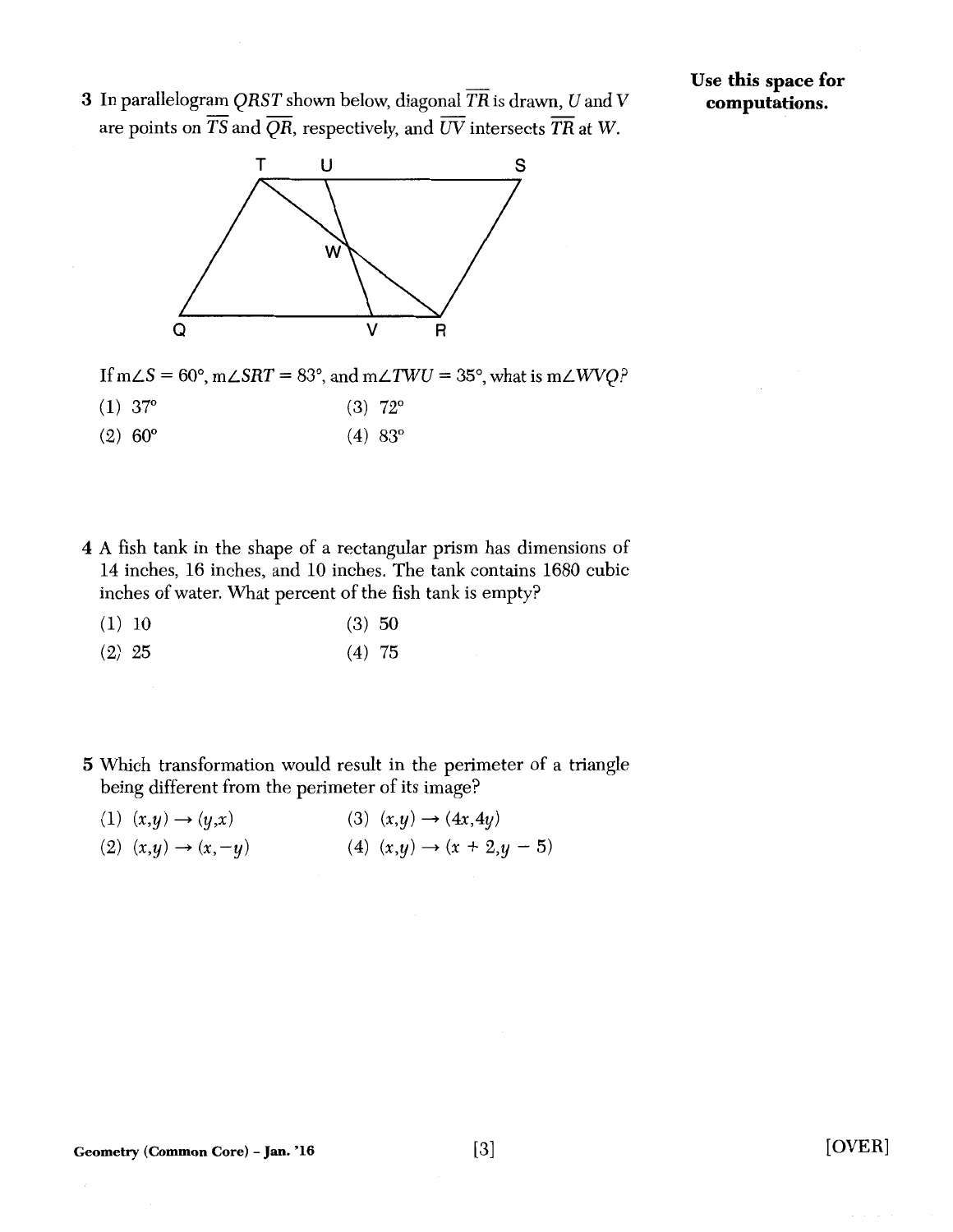**Use this space for computations.**

3 In parallelogram $QRST$ shown below, diagonal $\overline{TR}$ is drawn, $U$ and $V$ are points on $\overline{TS}$ and $\overline{QR}$, respectively, and $\overline{UV}$ intersects $\overline{TR}$ at $W$.

If $m\angle S = 60°$, $m\angle SRT = 83°$, and $m\angle TWU = 35°$, what is $m\angle WVQ$?

(1) 37°

(2) 60°

(3) 72°

(4) 83°

4 A fish tank in the shape of a rectangular prism has dimensions of 14 inches, 16 inches, and 10 inches. The tank contains 1680 cubic inches of water. What percent of the fish tank is empty?

(1) 10

(2) 25

(3) 50

(4) 75

5 Which transformation would result in the perimeter of a triangle being different from the perimeter of its image?

(1) $(x,y) \to (y,x)$

(2) $(x,y) \to (x,-y)$

(3) $(x,y) \to (4x,4y)$

(4) $(x,y) \to (x + 2,y - 5)$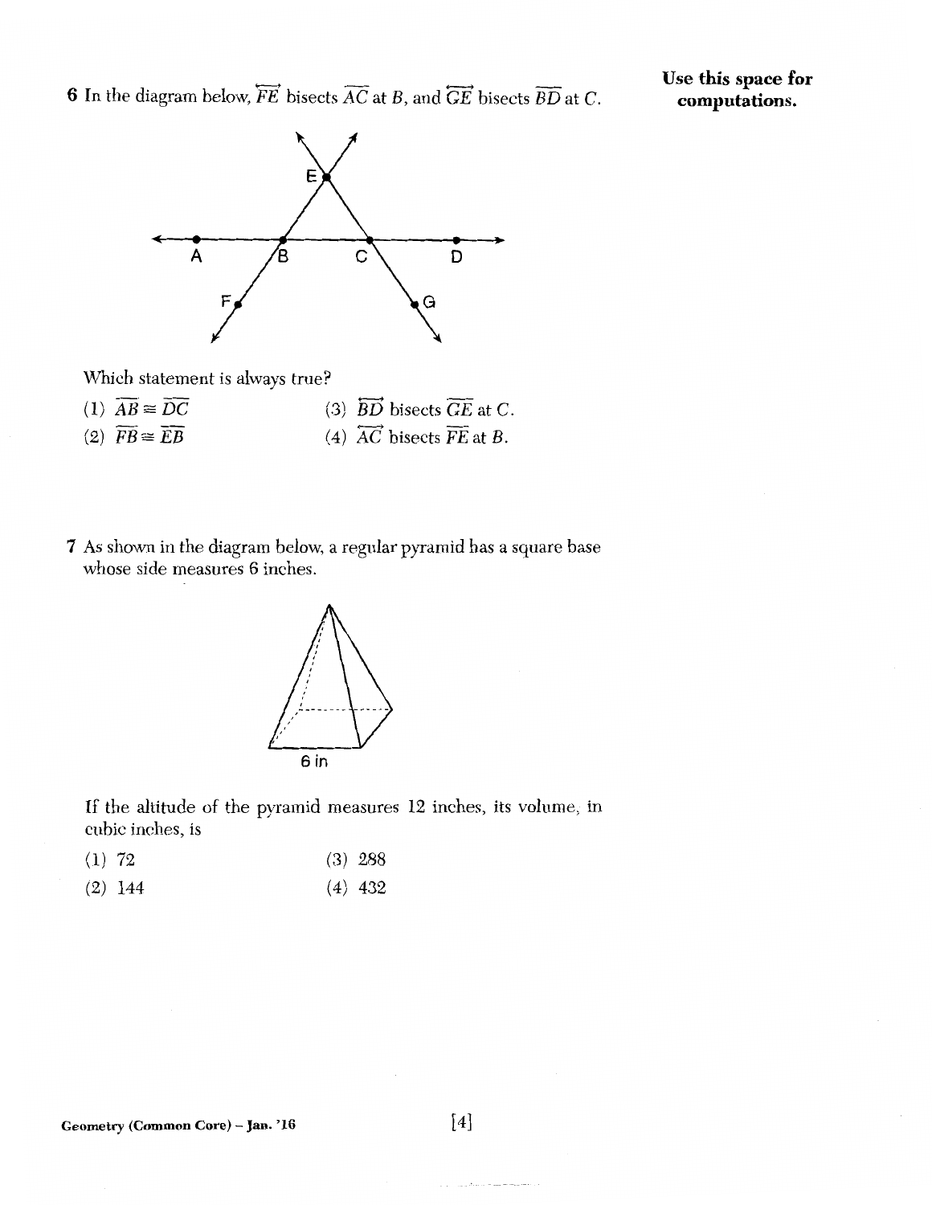6 In the diagram below, $\overleftrightarrow{FE}$ bisects $\overline{AC}$ at $B$, and $\overleftrightarrow{GE}$ bisects $\overline{BD}$ at $C$.

**Use this space for computations.**

Which statement is always true?

(1) $\overline{AB} \cong \overline{DC}$

(2) $\overline{FB} \cong \overline{EB}$

(3) $\overleftrightarrow{BD}$ bisects $\overline{GE}$ at $C$.

(4) $\overleftrightarrow{AC}$ bisects $\overline{FE}$ at $B$.

7 As shown in the diagram below, a regular pyramid has a square base whose side measures 6 inches.

6 in

If the altitude of the pyramid measures 12 inches, its volume, in cubic inches, is

(1) 72

(2) 144

(3) 288

(4) 432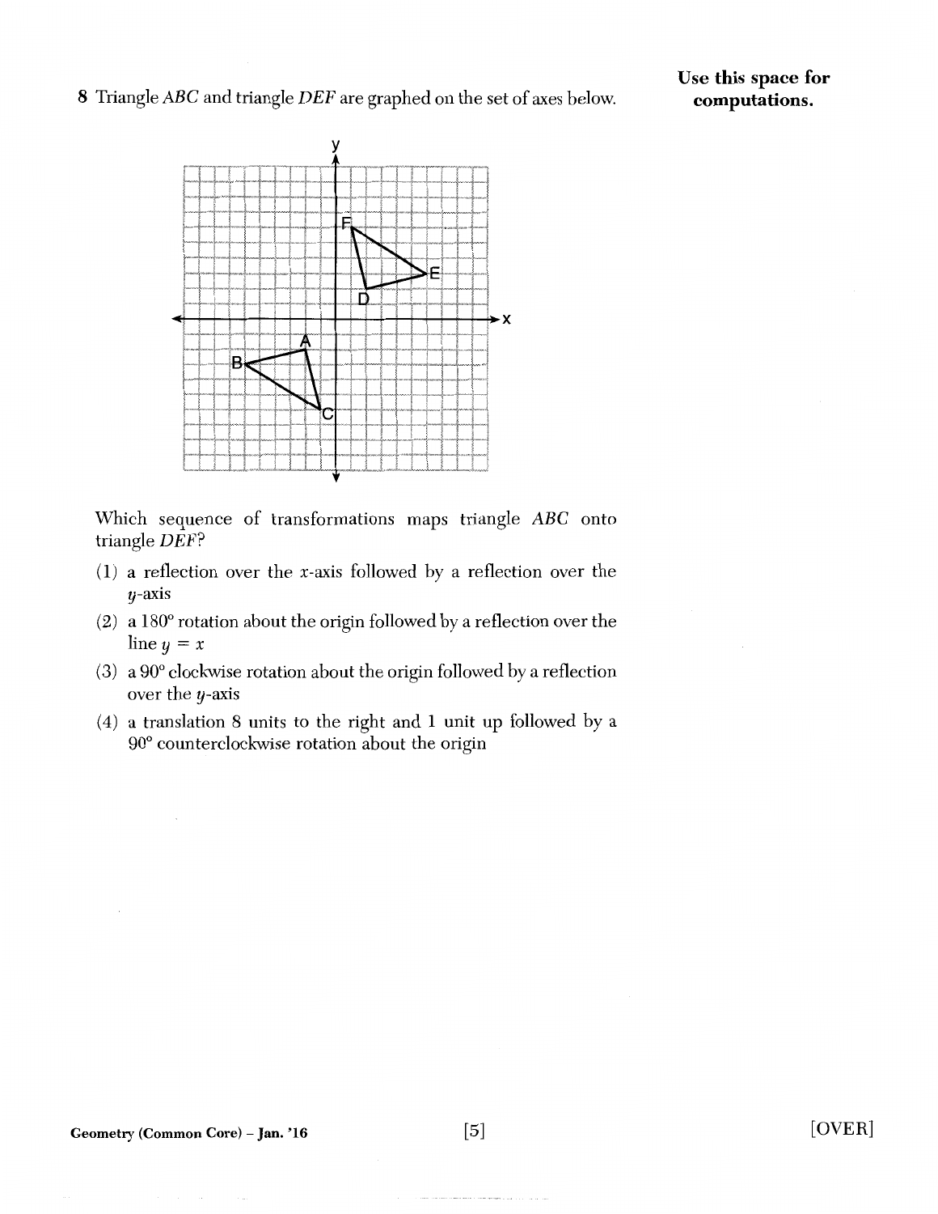8 Triangle $ABC$ and triangle $DEF$ are graphed on the set of axes below.

Use this space for computations.

Which sequence of transformations maps triangle $ABC$ onto triangle $DEF$?

(1) a reflection over the $x$-axis followed by a reflection over the $y$-axis

(2) a 180° rotation about the origin followed by a reflection over the line $y = x$

(3) a 90° clockwise rotation about the origin followed by a reflection over the $y$-axis

(4) a translation 8 units to the right and 1 unit up followed by a 90° counterclockwise rotation about the origin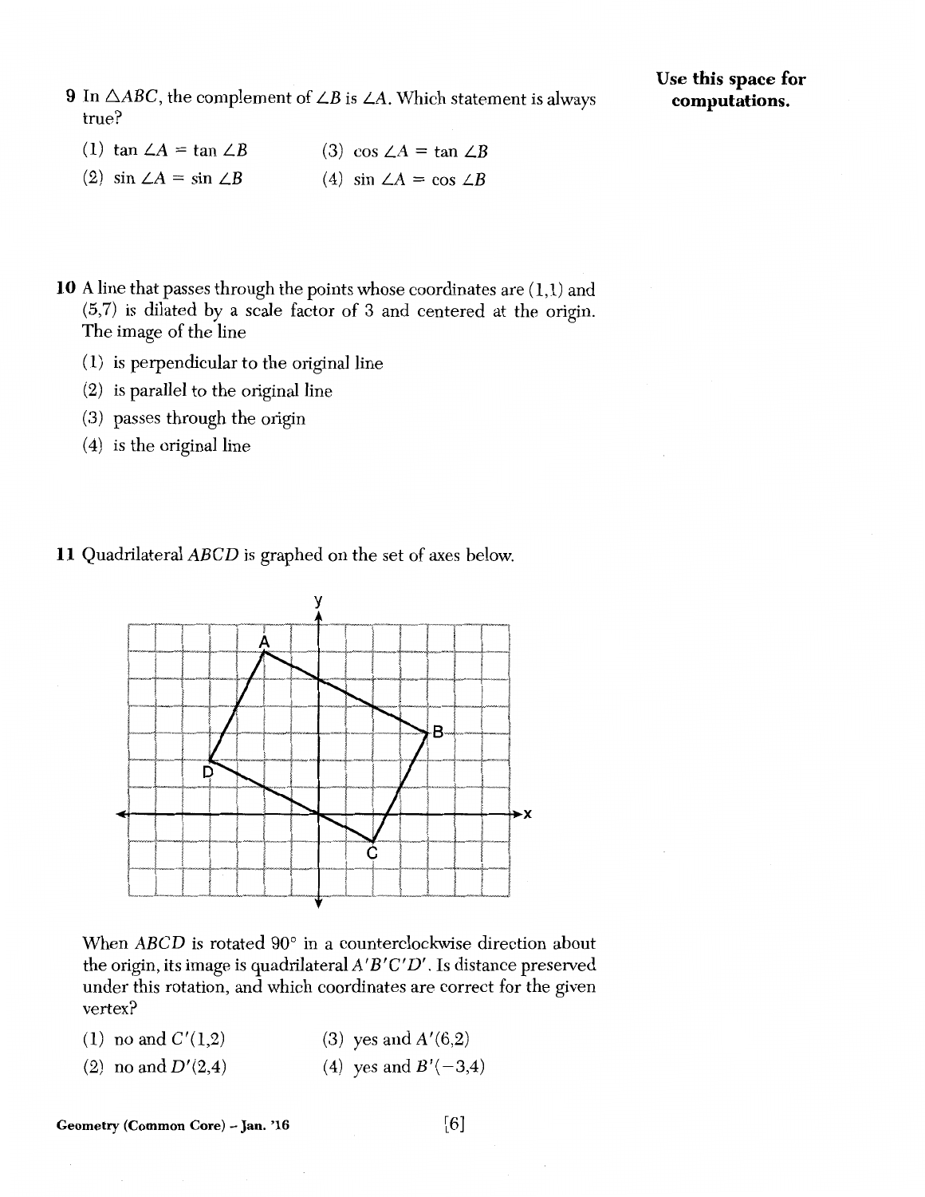**Use this space for computations.**

9 In $\triangle ABC$, the complement of $\angle B$ is $\angle A$. Which statement is always true?

(1) $\tan \angle A = \tan \angle B$

(2) $\sin \angle A = \sin \angle B$

(3) $\cos \angle A = \tan \angle B$

(4) $\sin \angle A = \cos \angle B$

10 A line that passes through the points whose coordinates are (1,1) and (5,7) is dilated by a scale factor of 3 and centered at the origin. The image of the line

(1) is perpendicular to the original line

(2) is parallel to the original line

(3) passes through the origin

(4) is the original line

11 Quadrilateral $ABCD$ is graphed on the set of axes below.

When $ABCD$ is rotated 90° in a counterclockwise direction about the origin, its image is quadrilateral $A'B'C'D'$. Is distance preserved under this rotation, and which coordinates are correct for the given vertex?

(1) no and $C'(1,2)$

(2) no and $D'(2,4)$

(3) yes and $A'(6,2)$

(4) yes and $B'(-3,4)$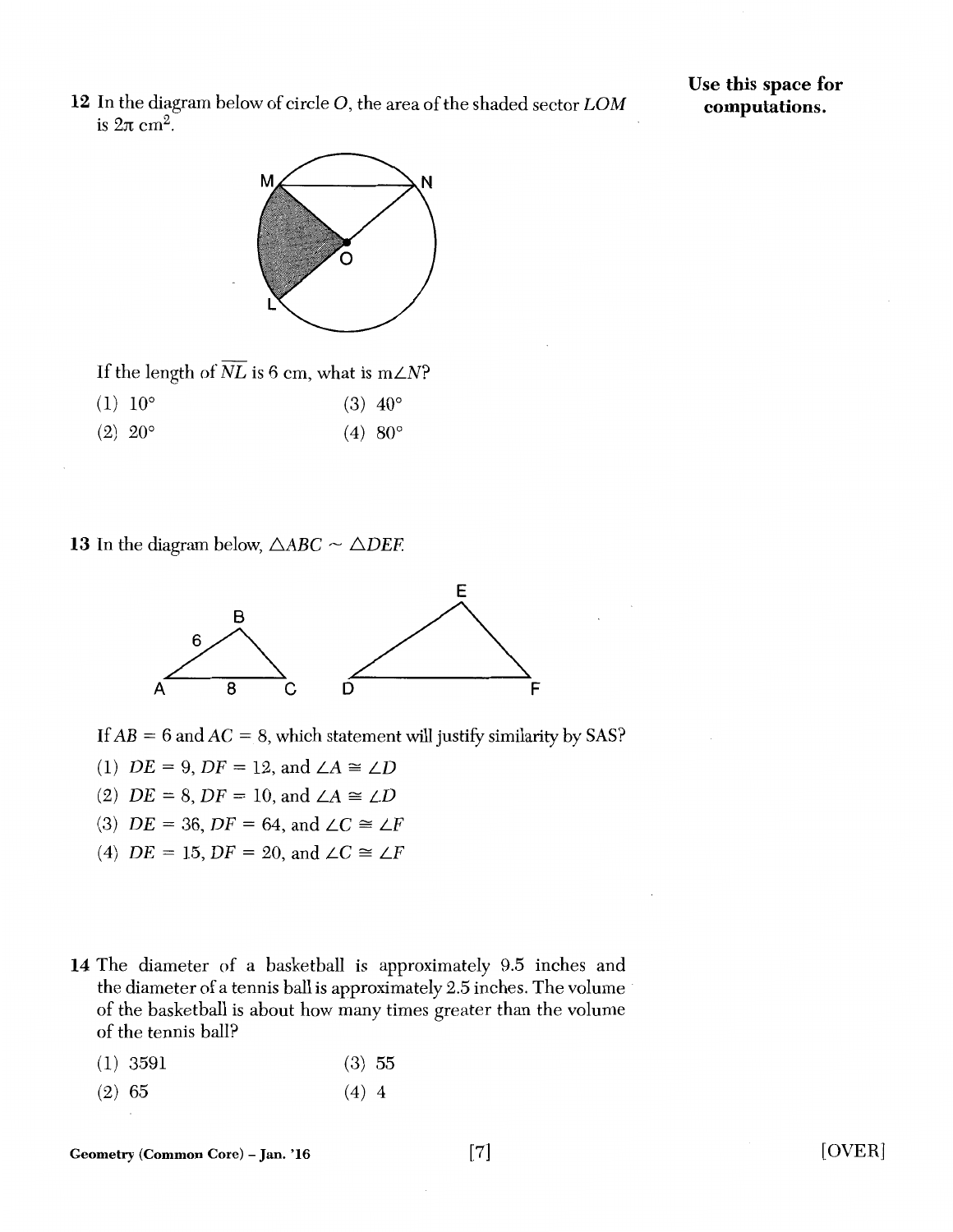**Use this space for computations.**

12 In the diagram below of circle $O$, the area of the shaded sector $LOM$ is $2\pi$ cm$^2$.

If the length of $\overline{NL}$ is 6 cm, what is m$\angle N$?

(1) 10° (3) 40°

(2) 20° (4) 80°

13 In the diagram below, $\triangle ABC \sim \triangle DEF$.

If $AB = 6$ and $AC = 8$, which statement will justify similarity by SAS?

(1) $DE = 9$, $DF = 12$, and $\angle A \cong \angle D$

(2) $DE = 8$, $DF = 10$, and $\angle A \cong \angle D$

(3) $DE = 36$, $DF = 64$, and $\angle C \cong \angle F$

(4) $DE = 15$, $DF = 20$, and $\angle C \cong \angle F$

14 The diameter of a basketball is approximately 9.5 inches and the diameter of a tennis ball is approximately 2.5 inches. The volume of the basketball is about how many times greater than the volume of the tennis ball?

(1) 3591 (3) 55

(2) 65 (4) 4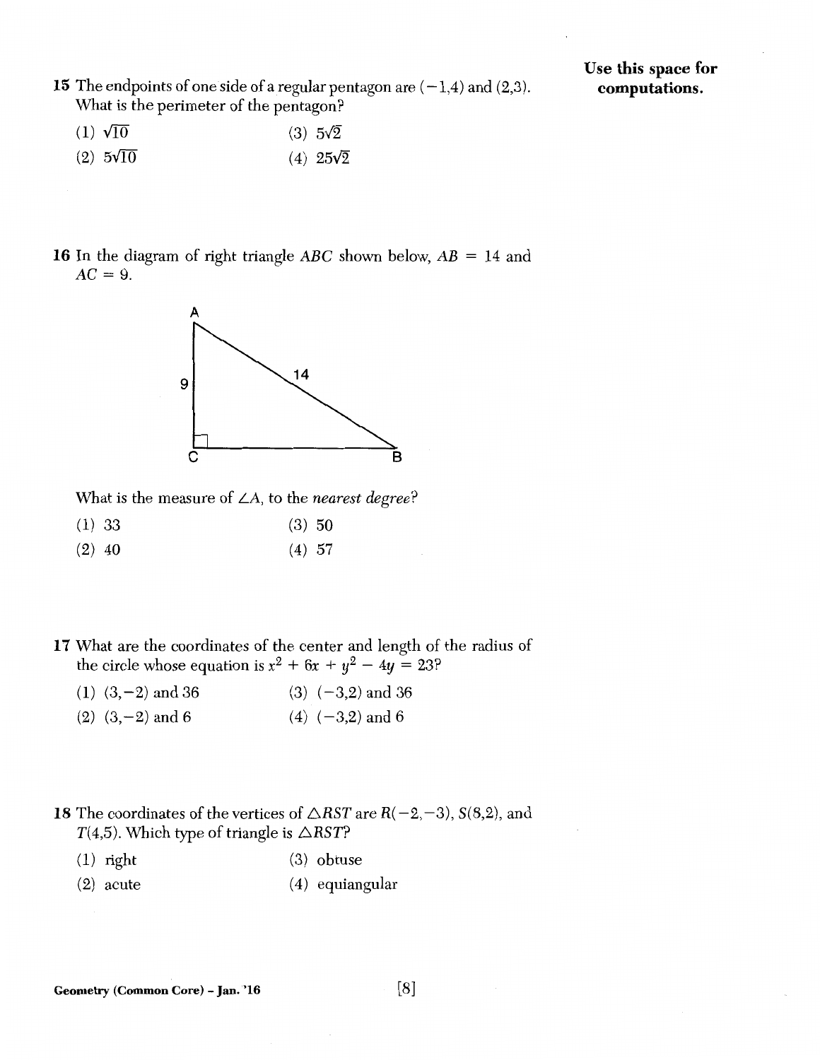**Use this space for computations.**

15 The endpoints of one side of a regular pentagon are $(-1,4)$ and $(2,3)$. What is the perimeter of the pentagon?

(1) $\sqrt{10}$

(2) $5\sqrt{10}$

(3) $5\sqrt{2}$

(4) $25\sqrt{2}$

16 In the diagram of right triangle $ABC$ shown below, $AB = 14$ and $AC = 9$.

What is the measure of $\angle A$, to the *nearest degree*?

(1) 33

(2) 40

(3) 50

(4) 57

17 What are the coordinates of the center and length of the radius of the circle whose equation is $x^2 + 6x + y^2 - 4y = 23$?

(1) $(3,-2)$ and 36

(2) $(3,-2)$ and 6

(3) $(-3,2)$ and 36

(4) $(-3,2)$ and 6

18 The coordinates of the vertices of $\triangle RST$ are $R(-2,-3)$, $S(8,2)$, and $T(4,5)$. Which type of triangle is $\triangle RST$?

(1) right

(2) acute

(3) obtuse

(4) equiangular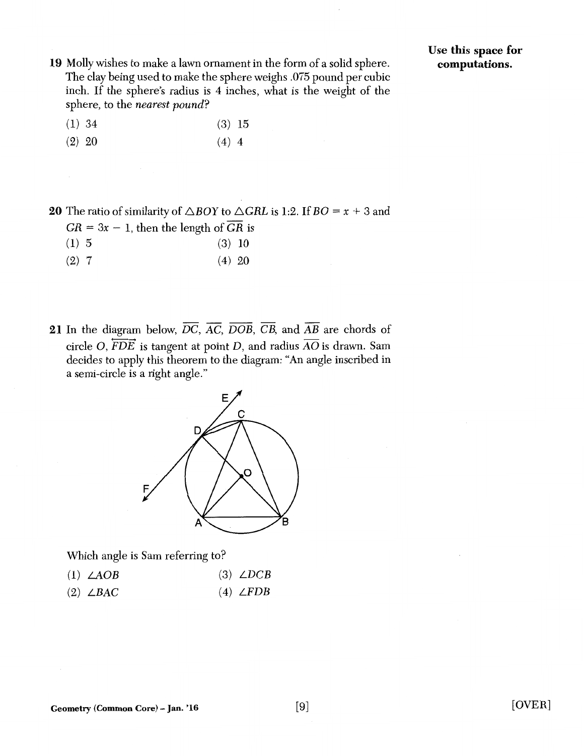**Use this space for computations.**

19 Molly wishes to make a lawn ornament in the form of a solid sphere. The clay being used to make the sphere weighs .075 pound per cubic inch. If the sphere's radius is 4 inches, what is the weight of the sphere, to the *nearest pound*?

(1) 34
(2) 20
(3) 15
(4) 4

20 The ratio of similarity of $\triangle BOY$ to $\triangle GRL$ is 1:2. If $BO = x + 3$ and $GR = 3x - 1$, then the length of $\overline{GR}$ is

(1) 5
(2) 7
(3) 10
(4) 20

21 In the diagram below, $\overline{DC}$, $\overline{AC}$, $\overline{DOB}$, $\overline{CB}$, and $\overline{AB}$ are chords of circle $O$, $\overleftrightarrow{FDE}$ is tangent at point $D$, and radius $\overline{AO}$ is drawn. Sam decides to apply this theorem to the diagram: "An angle inscribed in a semi-circle is a right angle."

Which angle is Sam referring to?

(1) $\angle AOB$
(2) $\angle BAC$
(3) $\angle DCB$
(4) $\angle FDB$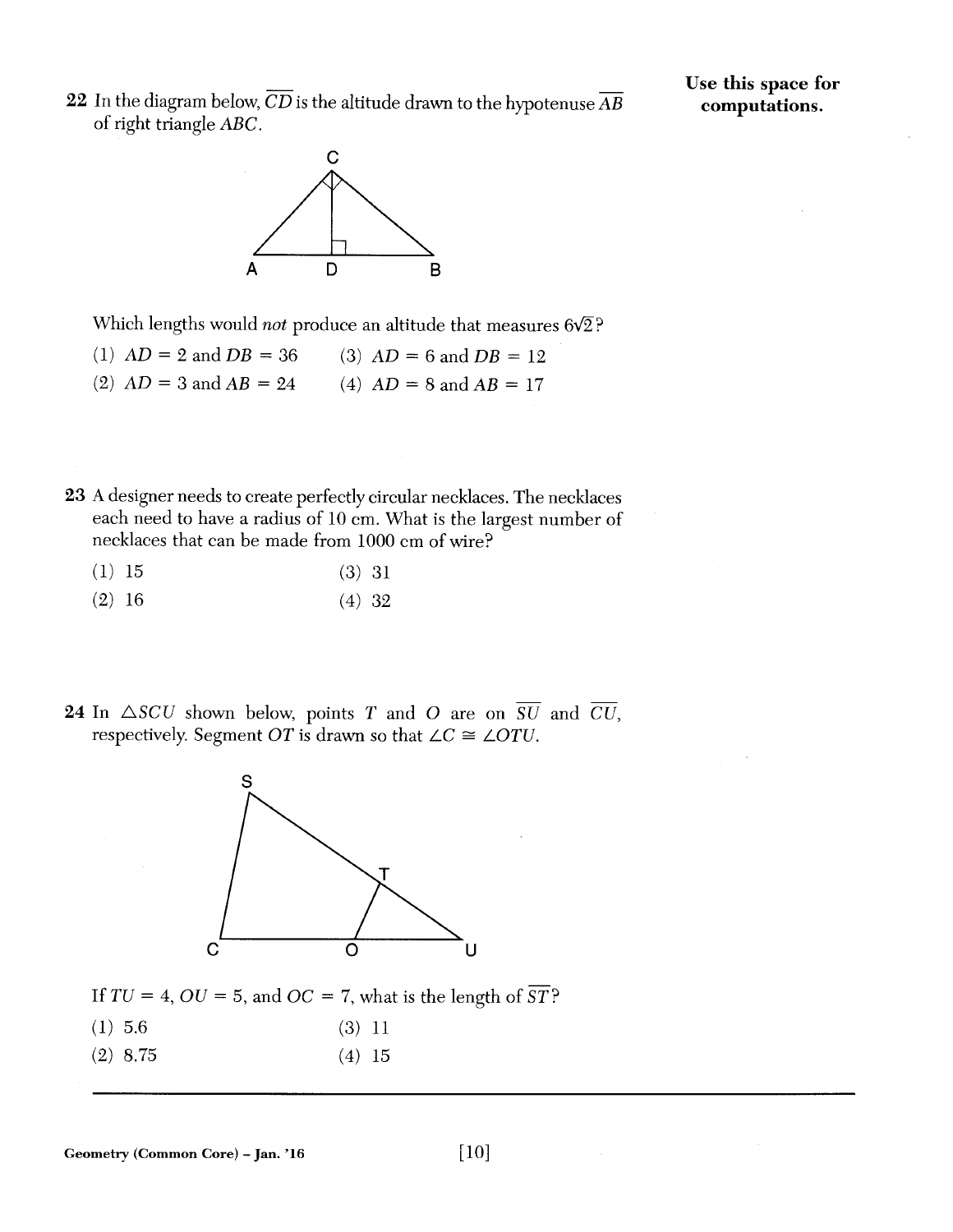**Use this space for computations.**

22 In the diagram below, $\overline{CD}$ is the altitude drawn to the hypotenuse $\overline{AB}$ of right triangle $ABC$.

Which lengths would *not* produce an altitude that measures $6\sqrt{2}$?

(1) $AD = 2$ and $DB = 36$  
(2) $AD = 3$ and $AB = 24$  
(3) $AD = 6$ and $DB = 12$  
(4) $AD = 8$ and $AB = 17$

23 A designer needs to create perfectly circular necklaces. The necklaces each need to have a radius of 10 cm. What is the largest number of necklaces that can be made from 1000 cm of wire?

(1) 15  
(2) 16  
(3) 31  
(4) 32

24 In $\triangle SCU$ shown below, points $T$ and $O$ are on $\overline{SU}$ and $\overline{CU}$, respectively. Segment $OT$ is drawn so that $\angle C \cong \angle OTU$.

If $TU = 4$, $OU = 5$, and $OC = 7$, what is the length of $\overline{ST}$?

(1) 5.6  
(2) 8.75  
(3) 11  
(4) 15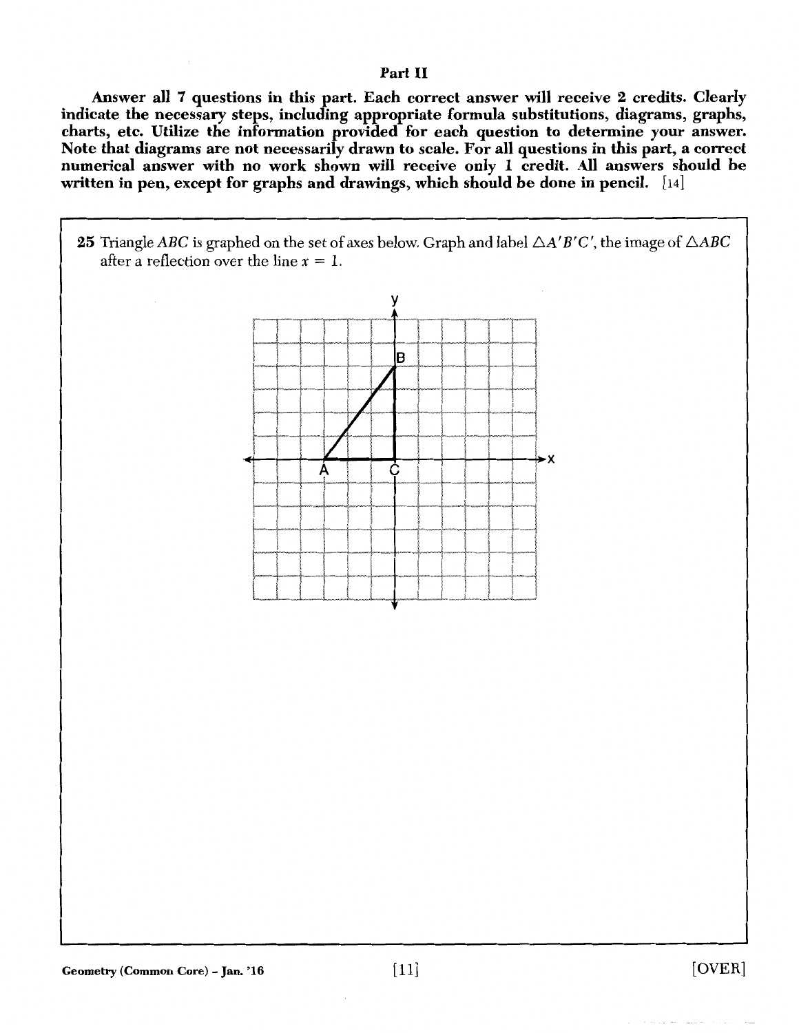## Part II

**Answer all 7 questions in this part. Each correct answer will receive 2 credits. Clearly indicate the necessary steps, including appropriate formula substitutions, diagrams, graphs, charts, etc. Utilize the information provided for each question to determine your answer. Note that diagrams are not necessarily drawn to scale. For all questions in this part, a correct numerical answer with no work shown will receive only 1 credit. All answers should be written in pen, except for graphs and drawings, which should be done in pencil.** [14]

**25** Triangle $ABC$ is graphed on the set of axes below. Graph and label $\triangle A'B'C'$, the image of $\triangle ABC$ after a reflection over the line $x = 1$.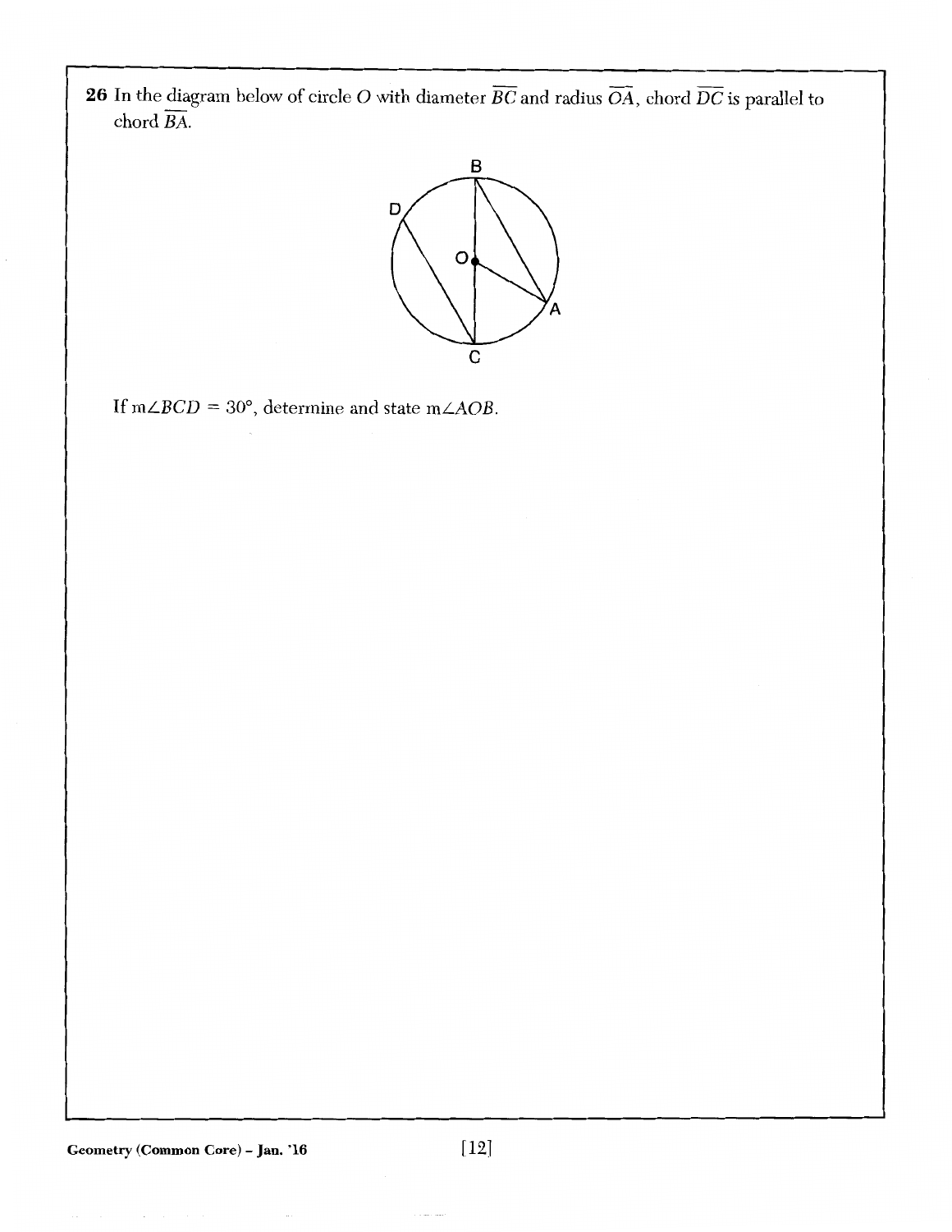**26** In the diagram below of circle $O$ with diameter $\overline{BC}$ and radius $\overline{OA}$, chord $\overline{DC}$ is parallel to chord $\overline{BA}$.

If $m\angle BCD = 30°$, determine and state $m\angle AOB$.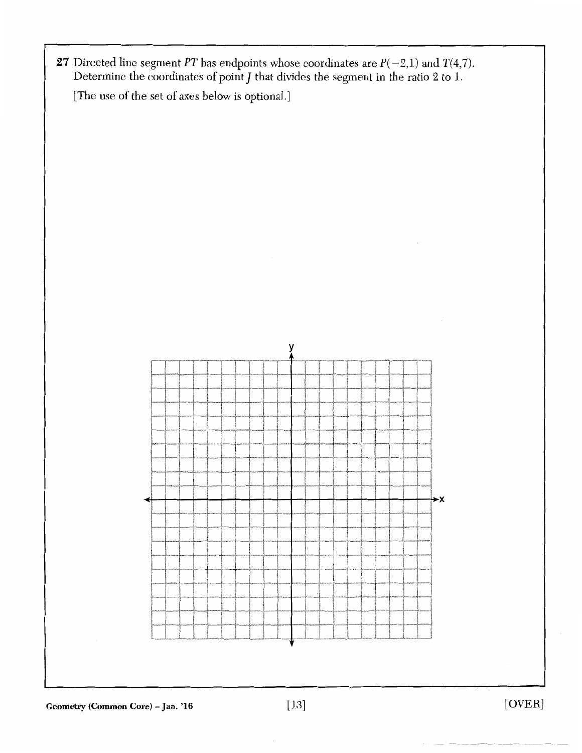**27** Directed line segment $PT$ has endpoints whose coordinates are $P(-2,1)$ and $T(4,7)$. Determine the coordinates of point $J$ that divides the segment in the ratio 2 to 1.

[The use of the set of axes below is optional.]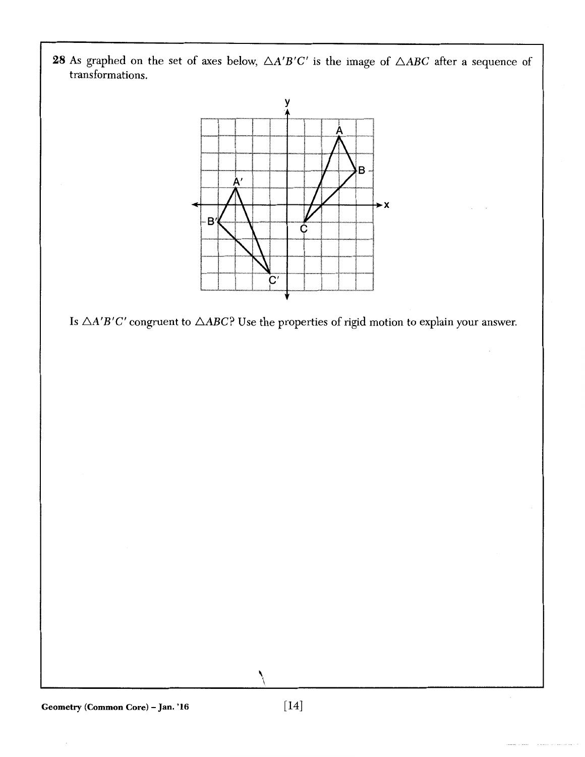**28** As graphed on the set of axes below, $\triangle A'B'C'$ is the image of $\triangle ABC$ after a sequence of transformations.

Is $\triangle A'B'C'$ congruent to $\triangle ABC$? Use the properties of rigid motion to explain your answer.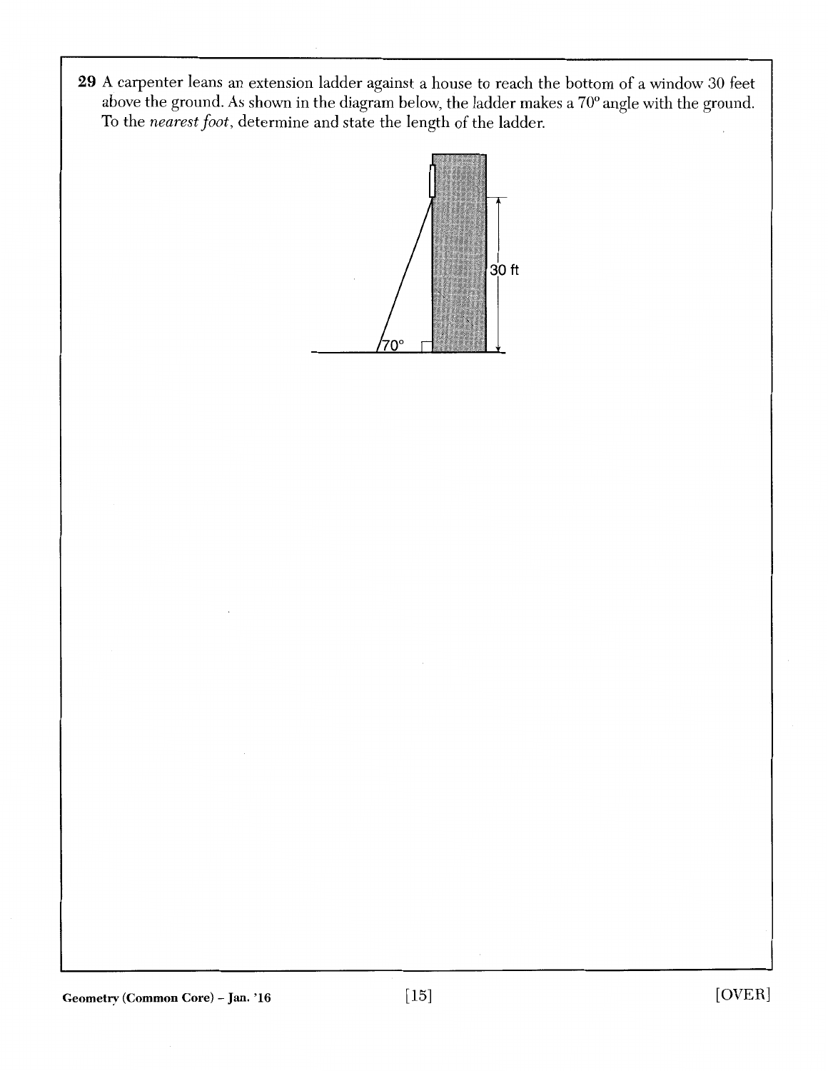**29** A carpenter leans an extension ladder against a house to reach the bottom of a window 30 feet above the ground. As shown in the diagram below, the ladder makes a 70° angle with the ground. To the *nearest foot*, determine and state the length of the ladder.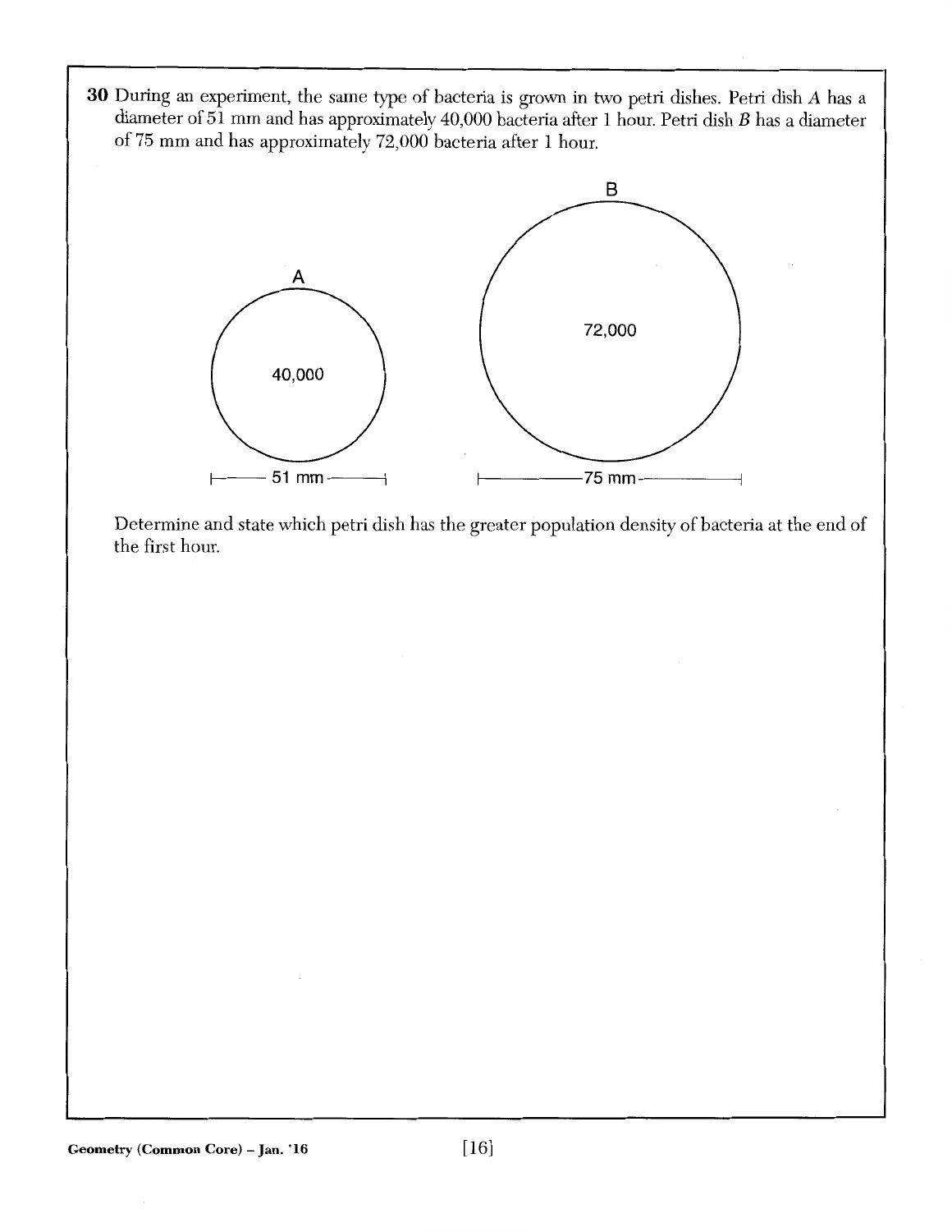**30** During an experiment, the same type of bacteria is grown in two petri dishes. Petri dish $A$ has a diameter of 51 mm and has approximately 40,000 bacteria after 1 hour. Petri dish $B$ has a diameter of 75 mm and has approximately 72,000 bacteria after 1 hour.

A

40,000

51 mm

B

72,000

75 mm

Determine and state which petri dish has the greater population density of bacteria at the end of the first hour.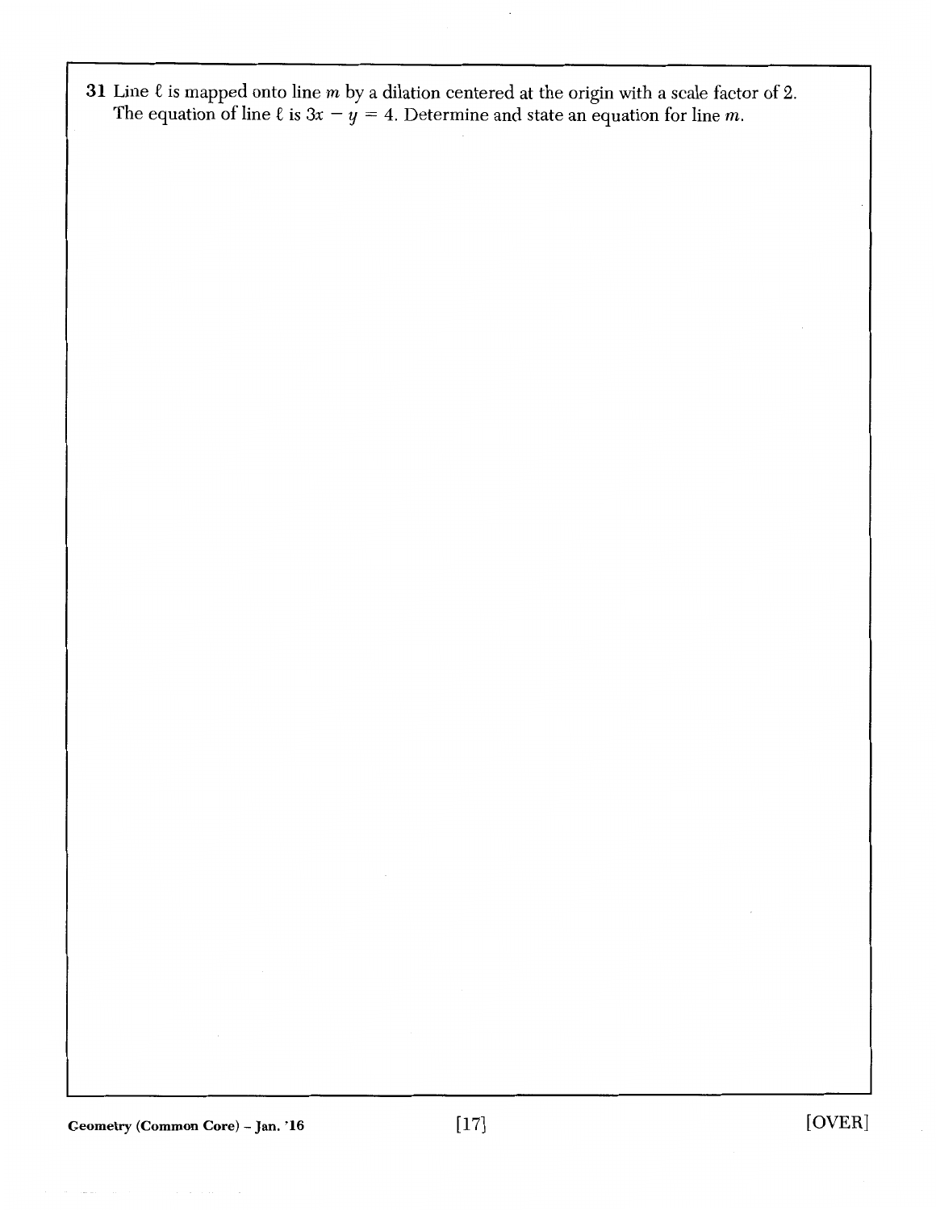**31** Line $\ell$ is mapped onto line $m$ by a dilation centered at the origin with a scale factor of 2. The equation of line $\ell$ is $3x - y = 4$. Determine and state an equation for line $m$.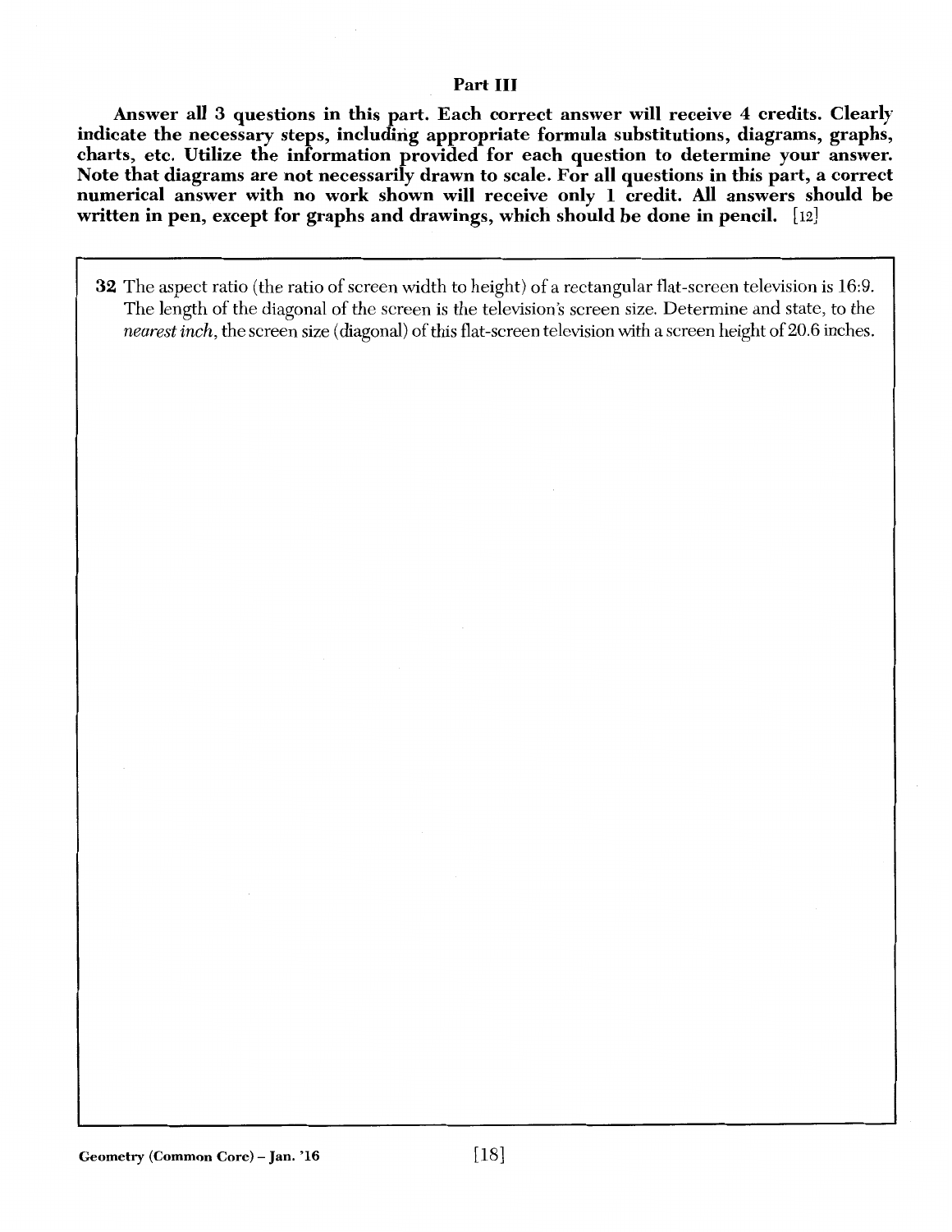## Part III

**Answer all 3 questions in this part. Each correct answer will receive 4 credits. Clearly indicate the necessary steps, including appropriate formula substitutions, diagrams, graphs, charts, etc. Utilize the information provided for each question to determine your answer. Note that diagrams are not necessarily drawn to scale. For all questions in this part, a correct numerical answer with no work shown will receive only 1 credit. All answers should be written in pen, except for graphs and drawings, which should be done in pencil.** [12]

**32** The aspect ratio (the ratio of screen width to height) of a rectangular flat-screen television is 16:9. The length of the diagonal of the screen is the television's screen size. Determine and state, to the *nearest inch*, the screen size (diagonal) of this flat-screen television with a screen height of 20.6 inches.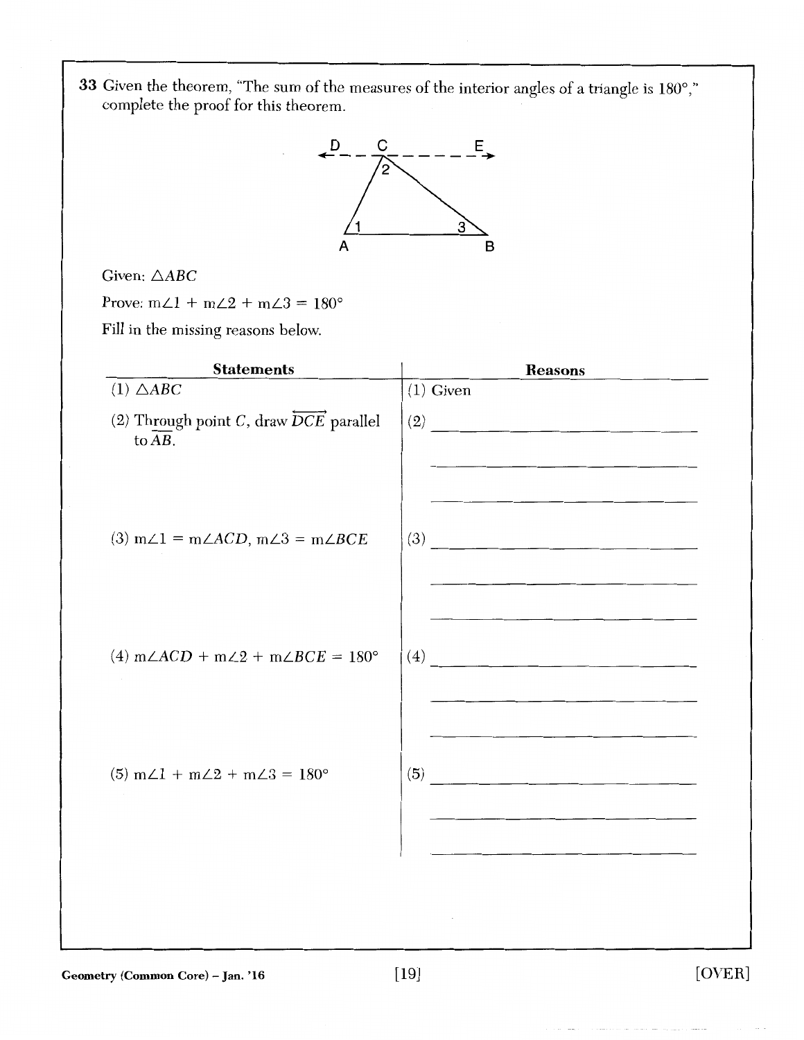**33** Given the theorem, "The sum of the measures of the interior angles of a triangle is 180°," complete the proof for this theorem.

Given: $\triangle ABC$

Prove: $m\angle 1 + m\angle 2 + m\angle 3 = 180°$

Fill in the missing reasons below.

| Statements | Reasons |
|---|---|
| (1) $\triangle ABC$ | (1) Given |
| (2) Through point $C$, draw $\overleftrightarrow{DCE}$ parallel to $\overline{AB}$. | (2) ______________ |
| (3) $m\angle 1 = m\angle ACD$, $m\angle 3 = m\angle BCE$ | (3) ______________ |
| (4) $m\angle ACD + m\angle 2 + m\angle BCE = 180°$ | (4) ______________ |
| (5) $m\angle 1 + m\angle 2 + m\angle 3 = 180°$ | (5) ______________ |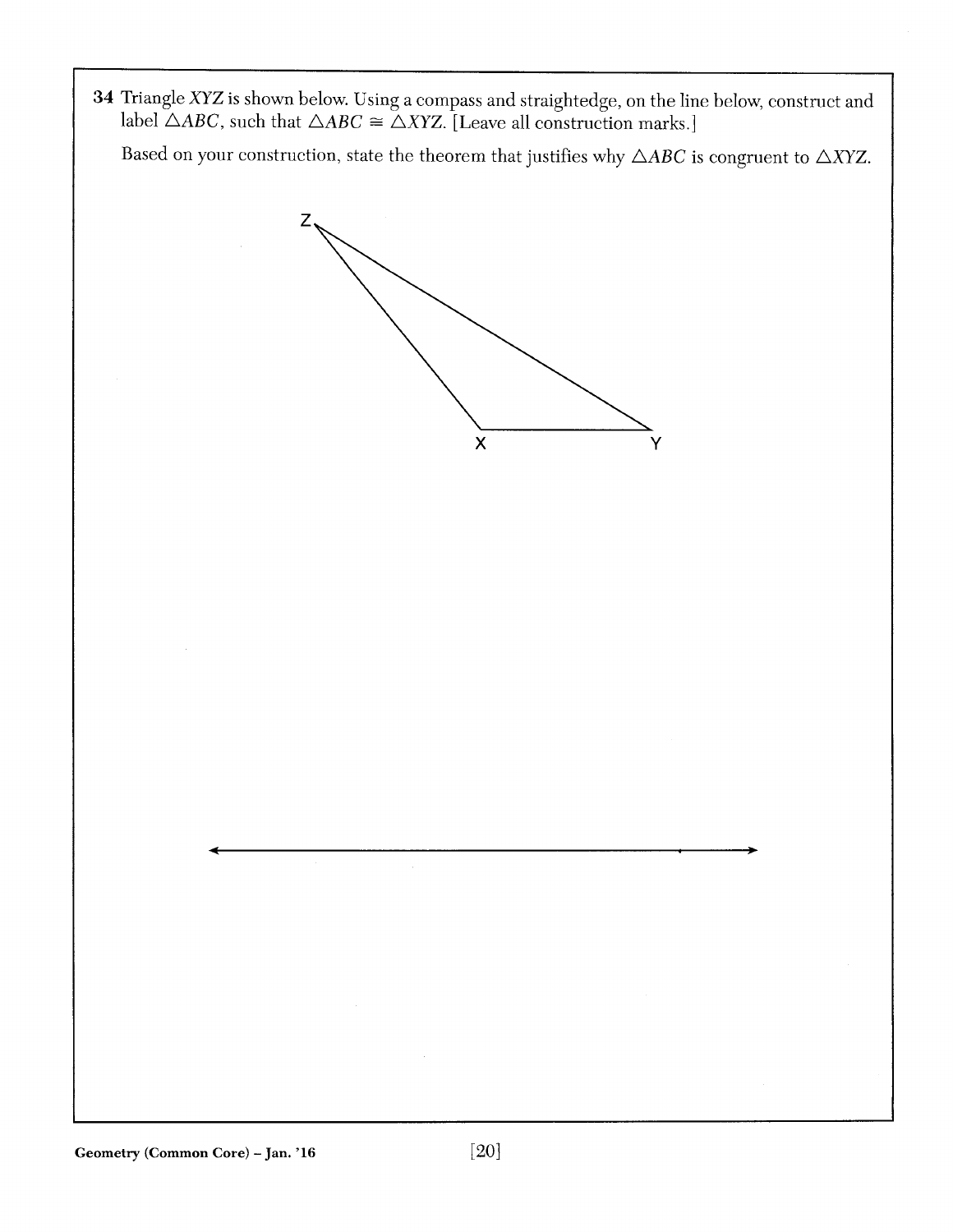**34** Triangle $XYZ$ is shown below. Using a compass and straightedge, on the line below, construct and label $\triangle ABC$, such that $\triangle ABC \cong \triangle XYZ$. [Leave all construction marks.]

Based on your construction, state the theorem that justifies why $\triangle ABC$ is congruent to $\triangle XYZ$.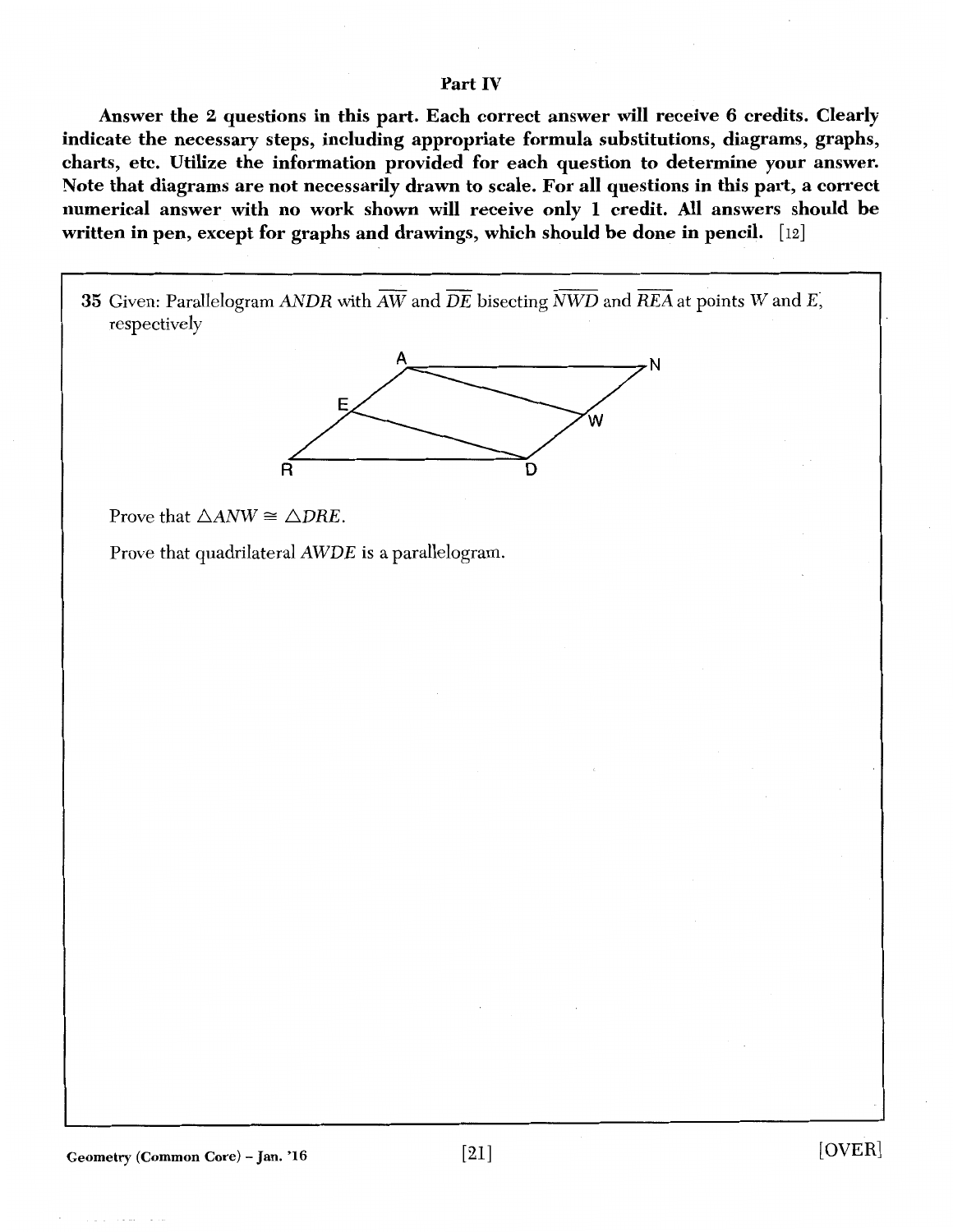## Part IV

**Answer the 2 questions in this part. Each correct answer will receive 6 credits. Clearly indicate the necessary steps, including appropriate formula substitutions, diagrams, graphs, charts, etc. Utilize the information provided for each question to determine your answer. Note that diagrams are not necessarily drawn to scale. For all questions in this part, a correct numerical answer with no work shown will receive only 1 credit. All answers should be written in pen, except for graphs and drawings, which should be done in pencil.** [12]

35 Given: Parallelogram $ANDR$ with $\overline{AW}$ and $\overline{DE}$ bisecting $\overline{NWD}$ and $\overline{REA}$ at points $W$ and $E$, respectively

Prove that $\triangle ANW \cong \triangle DRE$.

Prove that quadrilateral $AWDE$ is a parallelogram.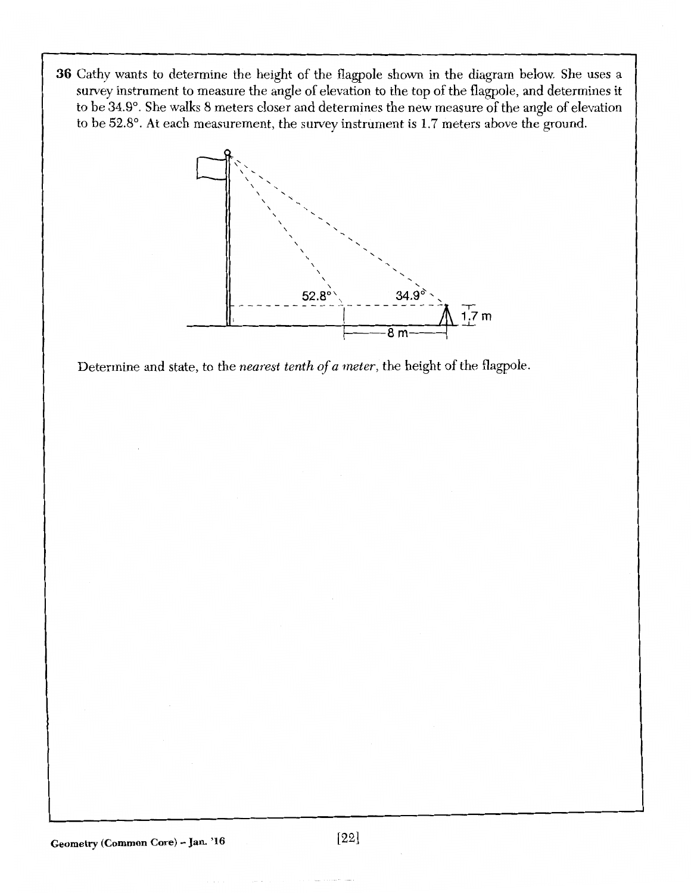**36** Cathy wants to determine the height of the flagpole shown in the diagram below. She uses a survey instrument to measure the angle of elevation to the top of the flagpole, and determines it to be 34.9°. She walks 8 meters closer and determines the new measure of the angle of elevation to be 52.8°. At each measurement, the survey instrument is 1.7 meters above the ground.

52.8°

34.9°

1.7 m

8 m

Determine and state, to the *nearest tenth of a meter*, the height of the flagpole.